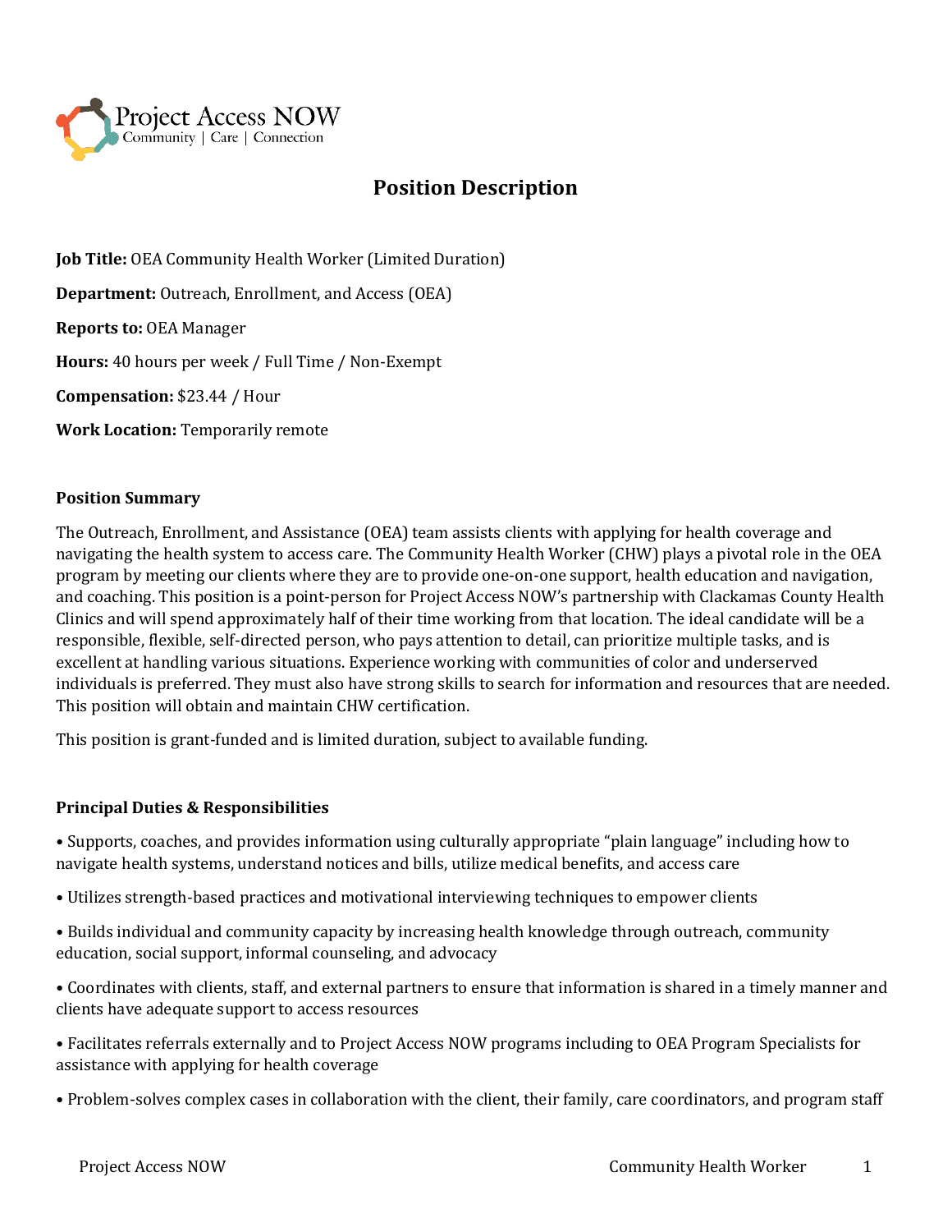Project Access NOW
Community | Care | Connection

# Position Description

**Job Title:** OEA Community Health Worker (Limited Duration)

**Department:** Outreach, Enrollment, and Access (OEA)

**Reports to:** OEA Manager

**Hours:** 40 hours per week / Full Time / Non-Exempt

**Compensation:** $23.44 / Hour

**Work Location:** Temporarily remote

## Position Summary

The Outreach, Enrollment, and Assistance (OEA) team assists clients with applying for health coverage and navigating the health system to access care. The Community Health Worker (CHW) plays a pivotal role in the OEA program by meeting our clients where they are to provide one-on-one support, health education and navigation, and coaching. This position is a point-person for Project Access NOW's partnership with Clackamas County Health Clinics and will spend approximately half of their time working from that location. The ideal candidate will be a responsible, flexible, self-directed person, who pays attention to detail, can prioritize multiple tasks, and is excellent at handling various situations. Experience working with communities of color and underserved individuals is preferred. They must also have strong skills to search for information and resources that are needed. This position will obtain and maintain CHW certification.

This position is grant-funded and is limited duration, subject to available funding.

## Principal Duties & Responsibilities

- Supports, coaches, and provides information using culturally appropriate "plain language" including how to navigate health systems, understand notices and bills, utilize medical benefits, and access care
- Utilizes strength-based practices and motivational interviewing techniques to empower clients
- Builds individual and community capacity by increasing health knowledge through outreach, community education, social support, informal counseling, and advocacy
- Coordinates with clients, staff, and external partners to ensure that information is shared in a timely manner and clients have adequate support to access resources
- Facilitates referrals externally and to Project Access NOW programs including to OEA Program Specialists for assistance with applying for health coverage
- Problem-solves complex cases in collaboration with the client, their family, care coordinators, and program staff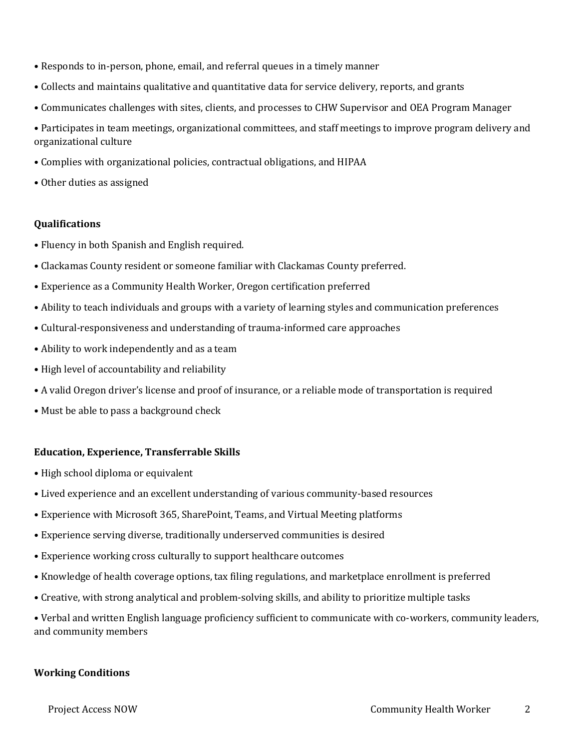- Responds to in-person, phone, email, and referral queues in a timely manner
- Collects and maintains qualitative and quantitative data for service delivery, reports, and grants
- Communicates challenges with sites, clients, and processes to CHW Supervisor and OEA Program Manager
- Participates in team meetings, organizational committees, and staff meetings to improve program delivery and organizational culture
- Complies with organizational policies, contractual obligations, and HIPAA
- Other duties as assigned

**Qualifications**

- Fluency in both Spanish and English required.
- Clackamas County resident or someone familiar with Clackamas County preferred.
- Experience as a Community Health Worker, Oregon certification preferred
- Ability to teach individuals and groups with a variety of learning styles and communication preferences
- Cultural-responsiveness and understanding of trauma-informed care approaches
- Ability to work independently and as a team
- High level of accountability and reliability
- A valid Oregon driver's license and proof of insurance, or a reliable mode of transportation is required
- Must be able to pass a background check

**Education, Experience, Transferrable Skills**

- High school diploma or equivalent
- Lived experience and an excellent understanding of various community-based resources
- Experience with Microsoft 365, SharePoint, Teams, and Virtual Meeting platforms
- Experience serving diverse, traditionally underserved communities is desired
- Experience working cross culturally to support healthcare outcomes
- Knowledge of health coverage options, tax filing regulations, and marketplace enrollment is preferred
- Creative, with strong analytical and problem-solving skills, and ability to prioritize multiple tasks
- Verbal and written English language proficiency sufficient to communicate with co-workers, community leaders, and community members

**Working Conditions**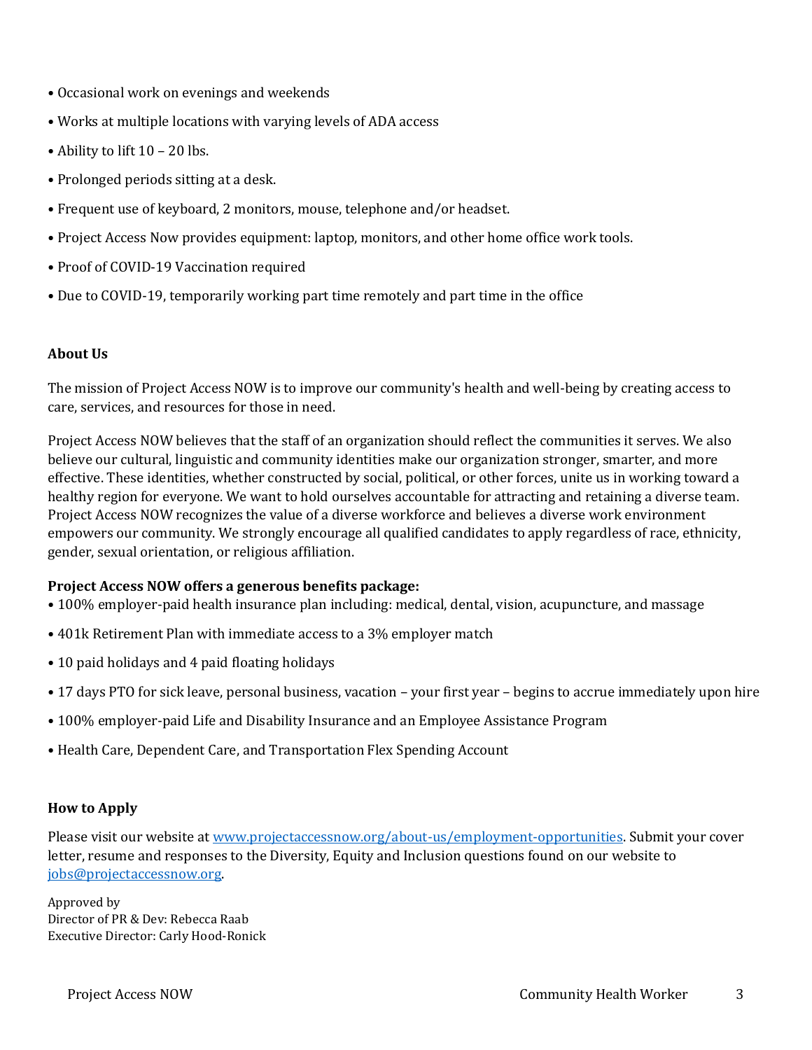- Occasional work on evenings and weekends
- Works at multiple locations with varying levels of ADA access
- Ability to lift 10 – 20 lbs.
- Prolonged periods sitting at a desk.
- Frequent use of keyboard, 2 monitors, mouse, telephone and/or headset.
- Project Access Now provides equipment: laptop, monitors, and other home office work tools.
- Proof of COVID-19 Vaccination required
- Due to COVID-19, temporarily working part time remotely and part time in the office

**About Us**

The mission of Project Access NOW is to improve our community's health and well-being by creating access to care, services, and resources for those in need.

Project Access NOW believes that the staff of an organization should reflect the communities it serves. We also believe our cultural, linguistic and community identities make our organization stronger, smarter, and more effective. These identities, whether constructed by social, political, or other forces, unite us in working toward a healthy region for everyone. We want to hold ourselves accountable for attracting and retaining a diverse team. Project Access NOW recognizes the value of a diverse workforce and believes a diverse work environment empowers our community. We strongly encourage all qualified candidates to apply regardless of race, ethnicity, gender, sexual orientation, or religious affiliation.

**Project Access NOW offers a generous benefits package:**

- 100% employer-paid health insurance plan including: medical, dental, vision, acupuncture, and massage
- 401k Retirement Plan with immediate access to a 3% employer match
- 10 paid holidays and 4 paid floating holidays
- 17 days PTO for sick leave, personal business, vacation – your first year – begins to accrue immediately upon hire
- 100% employer-paid Life and Disability Insurance and an Employee Assistance Program
- Health Care, Dependent Care, and Transportation Flex Spending Account

**How to Apply**

Please visit our website at [www.projectaccessnow.org/about-us/employment-opportunities](http://www.projectaccessnow.org/about-us/employment-opportunities). Submit your cover letter, resume and responses to the Diversity, Equity and Inclusion questions found on our website to [jobs@projectaccessnow.org](mailto:jobs@projectaccessnow.org).

Approved by
Director of PR & Dev: Rebecca Raab
Executive Director: Carly Hood-Ronick